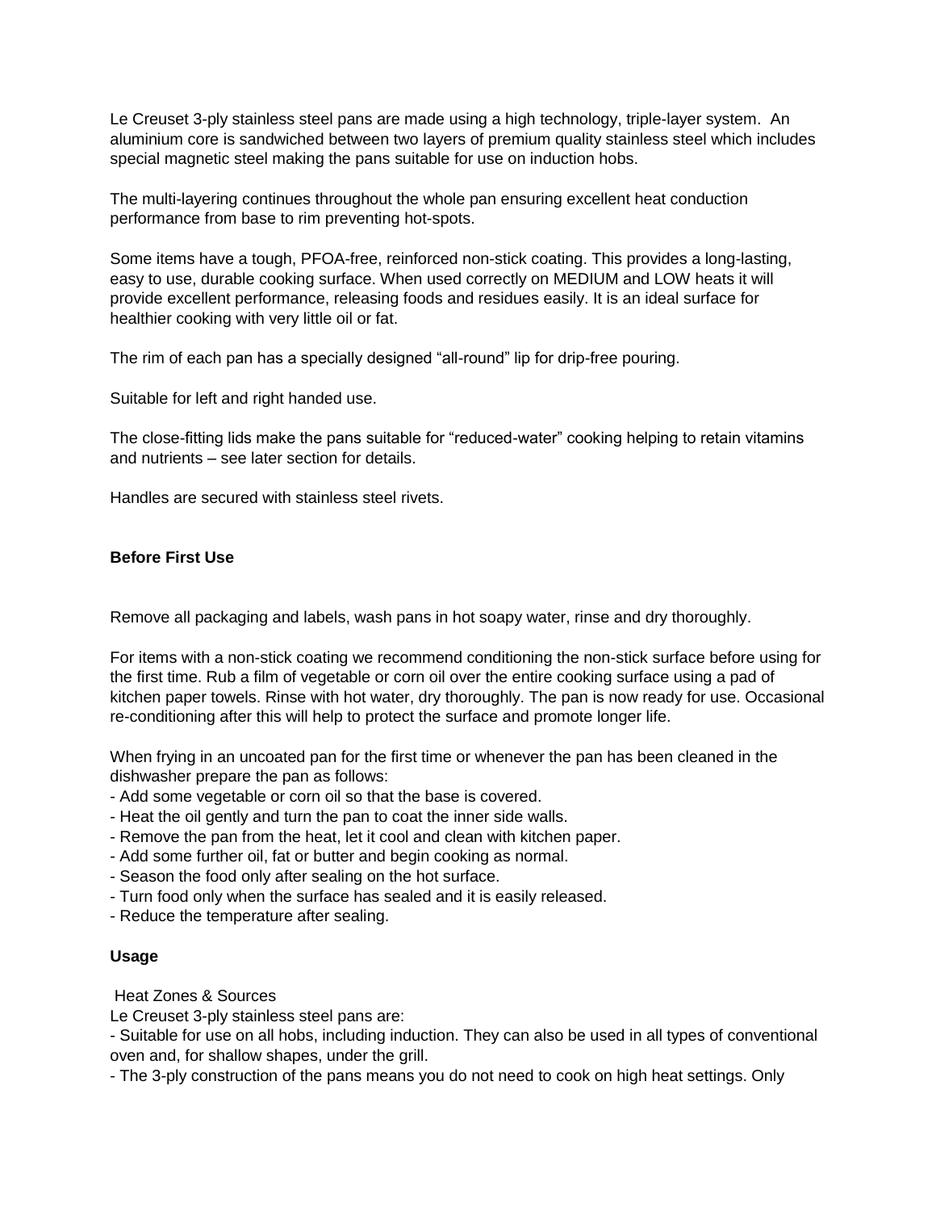Le Creuset 3-ply stainless steel pans are made using a high technology, triple-layer system. An aluminium core is sandwiched between two layers of premium quality stainless steel which includes special magnetic steel making the pans suitable for use on induction hobs.

The multi-layering continues throughout the whole pan ensuring excellent heat conduction performance from base to rim preventing hot-spots.

Some items have a tough, PFOA-free, reinforced non-stick coating. This provides a long-lasting, easy to use, durable cooking surface. When used correctly on MEDIUM and LOW heats it will provide excellent performance, releasing foods and residues easily. It is an ideal surface for healthier cooking with very little oil or fat.

The rim of each pan has a specially designed "all-round" lip for drip-free pouring.

Suitable for left and right handed use.

The close-fitting lids make the pans suitable for "reduced-water" cooking helping to retain vitamins and nutrients – see later section for details.

Handles are secured with stainless steel rivets.

## Before First Use

Remove all packaging and labels, wash pans in hot soapy water, rinse and dry thoroughly.

For items with a non-stick coating we recommend conditioning the non-stick surface before using for the first time. Rub a film of vegetable or corn oil over the entire cooking surface using a pad of kitchen paper towels. Rinse with hot water, dry thoroughly. The pan is now ready for use. Occasional re-conditioning after this will help to protect the surface and promote longer life.

When frying in an uncoated pan for the first time or whenever the pan has been cleaned in the dishwasher prepare the pan as follows:

- Add some vegetable or corn oil so that the base is covered.
- Heat the oil gently and turn the pan to coat the inner side walls.
- Remove the pan from the heat, let it cool and clean with kitchen paper.
- Add some further oil, fat or butter and begin cooking as normal.
- Season the food only after sealing on the hot surface.
- Turn food only when the surface has sealed and it is easily released.
- Reduce the temperature after sealing.

## Usage

Heat Zones & Sources

Le Creuset 3-ply stainless steel pans are:

- Suitable for use on all hobs, including induction. They can also be used in all types of conventional oven and, for shallow shapes, under the grill.
- The 3-ply construction of the pans means you do not need to cook on high heat settings. Only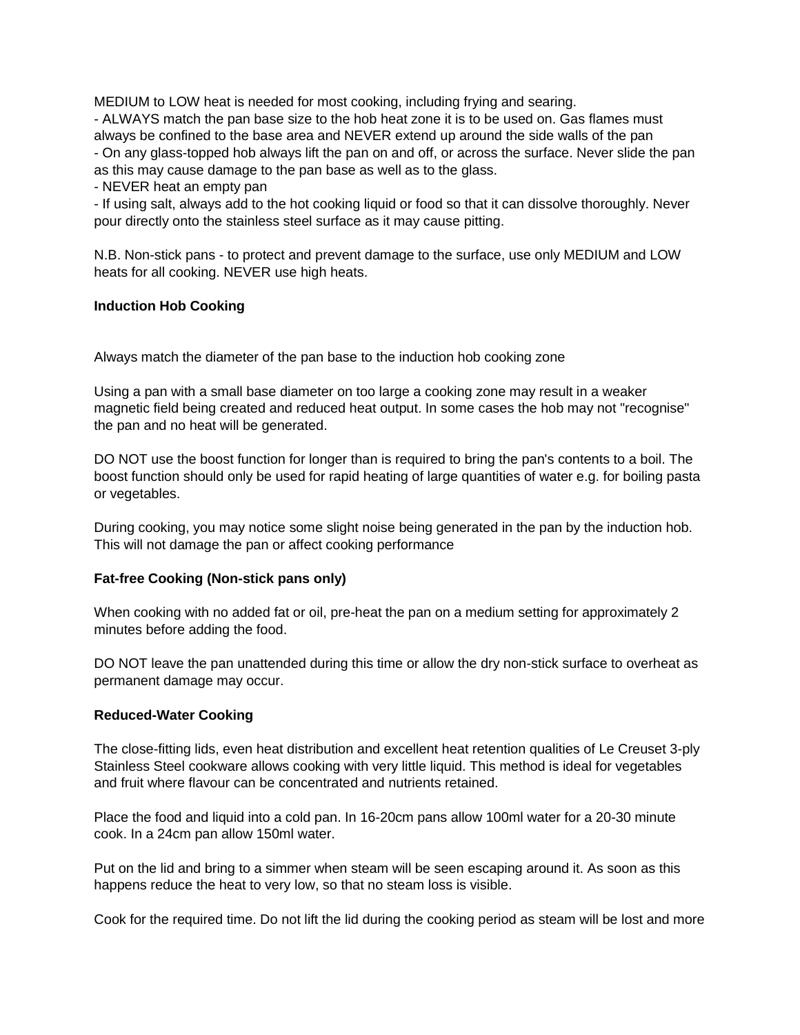MEDIUM to LOW heat is needed for most cooking, including frying and searing.

- ALWAYS match the pan base size to the hob heat zone it is to be used on. Gas flames must always be confined to the base area and NEVER extend up around the side walls of the pan
- On any glass-topped hob always lift the pan on and off, or across the surface. Never slide the pan as this may cause damage to the pan base as well as to the glass.
- NEVER heat an empty pan
- If using salt, always add to the hot cooking liquid or food so that it can dissolve thoroughly. Never pour directly onto the stainless steel surface as it may cause pitting.

N.B. Non-stick pans - to protect and prevent damage to the surface, use only MEDIUM and LOW heats for all cooking. NEVER use high heats.

**Induction Hob Cooking**

Always match the diameter of the pan base to the induction hob cooking zone

Using a pan with a small base diameter on too large a cooking zone may result in a weaker magnetic field being created and reduced heat output. In some cases the hob may not "recognise" the pan and no heat will be generated.

DO NOT use the boost function for longer than is required to bring the pan's contents to a boil. The boost function should only be used for rapid heating of large quantities of water e.g. for boiling pasta or vegetables.

During cooking, you may notice some slight noise being generated in the pan by the induction hob. This will not damage the pan or affect cooking performance

**Fat-free Cooking (Non-stick pans only)**

When cooking with no added fat or oil, pre-heat the pan on a medium setting for approximately 2 minutes before adding the food.

DO NOT leave the pan unattended during this time or allow the dry non-stick surface to overheat as permanent damage may occur.

**Reduced-Water Cooking**

The close-fitting lids, even heat distribution and excellent heat retention qualities of Le Creuset 3-ply Stainless Steel cookware allows cooking with very little liquid. This method is ideal for vegetables and fruit where flavour can be concentrated and nutrients retained.

Place the food and liquid into a cold pan. In 16-20cm pans allow 100ml water for a 20-30 minute cook. In a 24cm pan allow 150ml water.

Put on the lid and bring to a simmer when steam will be seen escaping around it. As soon as this happens reduce the heat to very low, so that no steam loss is visible.

Cook for the required time. Do not lift the lid during the cooking period as steam will be lost and more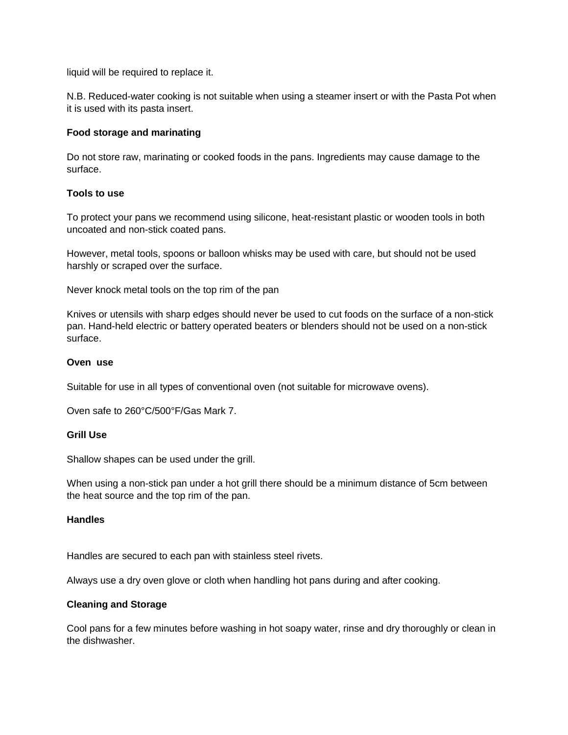liquid will be required to replace it.

N.B. Reduced-water cooking is not suitable when using a steamer insert or with the Pasta Pot when it is used with its pasta insert.

**Food storage and marinating**

Do not store raw, marinating or cooked foods in the pans. Ingredients may cause damage to the surface.

**Tools to use**

To protect your pans we recommend using silicone, heat-resistant plastic or wooden tools in both uncoated and non-stick coated pans.

However, metal tools, spoons or balloon whisks may be used with care, but should not be used harshly or scraped over the surface.

Never knock metal tools on the top rim of the pan

Knives or utensils with sharp edges should never be used to cut foods on the surface of a non-stick pan. Hand-held electric or battery operated beaters or blenders should not be used on a non-stick surface.

**Oven use**

Suitable for use in all types of conventional oven (not suitable for microwave ovens).

Oven safe to 260°C/500°F/Gas Mark 7.

**Grill Use**

Shallow shapes can be used under the grill.

When using a non-stick pan under a hot grill there should be a minimum distance of 5cm between the heat source and the top rim of the pan.

**Handles**

Handles are secured to each pan with stainless steel rivets.

Always use a dry oven glove or cloth when handling hot pans during and after cooking.

**Cleaning and Storage**

Cool pans for a few minutes before washing in hot soapy water, rinse and dry thoroughly or clean in the dishwasher.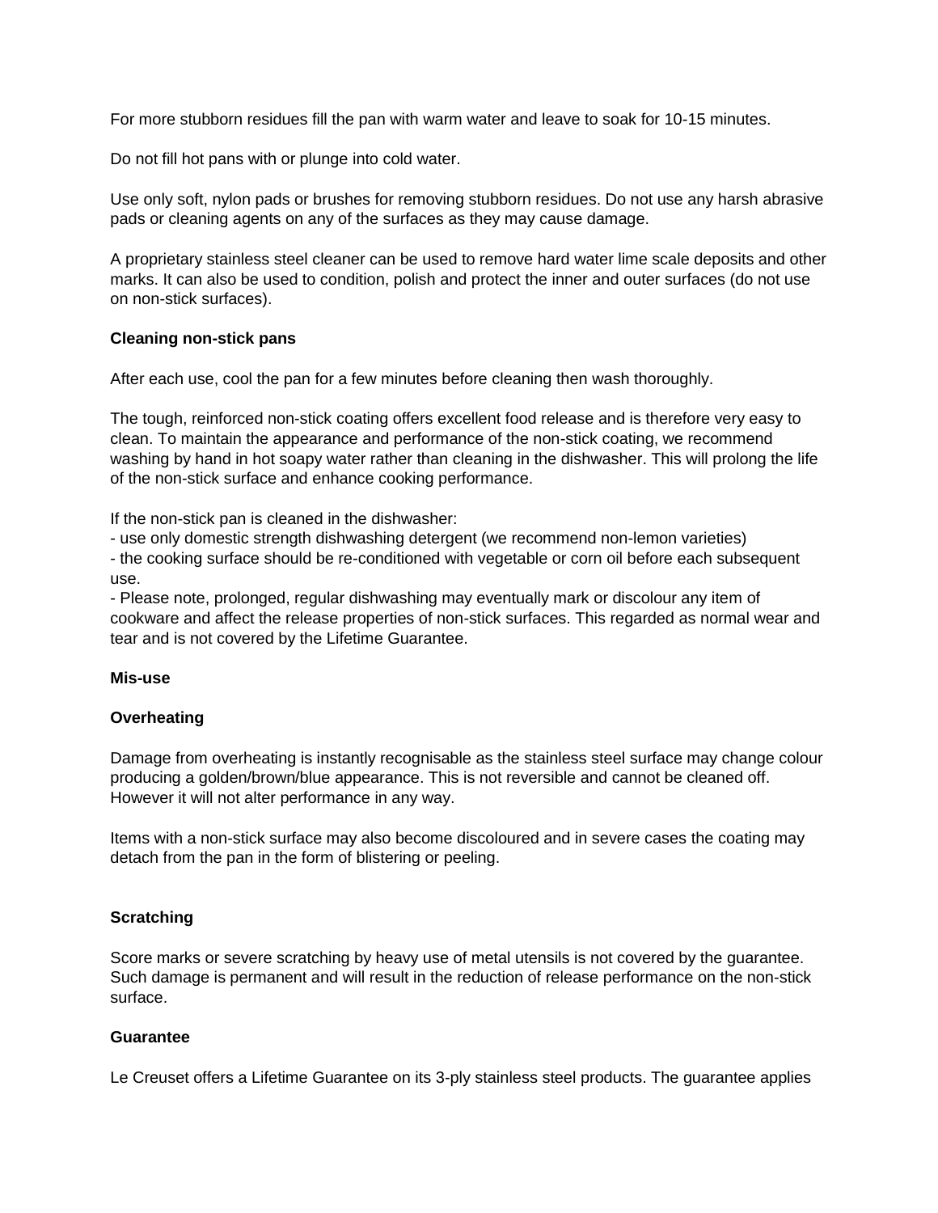For more stubborn residues fill the pan with warm water and leave to soak for 10-15 minutes.

Do not fill hot pans with or plunge into cold water.

Use only soft, nylon pads or brushes for removing stubborn residues. Do not use any harsh abrasive pads or cleaning agents on any of the surfaces as they may cause damage.

A proprietary stainless steel cleaner can be used to remove hard water lime scale deposits and other marks. It can also be used to condition, polish and protect the inner and outer surfaces (do not use on non-stick surfaces).

**Cleaning non-stick pans**

After each use, cool the pan for a few minutes before cleaning then wash thoroughly.

The tough, reinforced non-stick coating offers excellent food release and is therefore very easy to clean. To maintain the appearance and performance of the non-stick coating, we recommend washing by hand in hot soapy water rather than cleaning in the dishwasher. This will prolong the life of the non-stick surface and enhance cooking performance.

If the non-stick pan is cleaned in the dishwasher:
- use only domestic strength dishwashing detergent (we recommend non-lemon varieties)
- the cooking surface should be re-conditioned with vegetable or corn oil before each subsequent use.
- Please note, prolonged, regular dishwashing may eventually mark or discolour any item of cookware and affect the release properties of non-stick surfaces. This regarded as normal wear and tear and is not covered by the Lifetime Guarantee.

**Mis-use**

**Overheating**

Damage from overheating is instantly recognisable as the stainless steel surface may change colour producing a golden/brown/blue appearance. This is not reversible and cannot be cleaned off. However it will not alter performance in any way.

Items with a non-stick surface may also become discoloured and in severe cases the coating may detach from the pan in the form of blistering or peeling.

**Scratching**

Score marks or severe scratching by heavy use of metal utensils is not covered by the guarantee. Such damage is permanent and will result in the reduction of release performance on the non-stick surface.

**Guarantee**

Le Creuset offers a Lifetime Guarantee on its 3-ply stainless steel products. The guarantee applies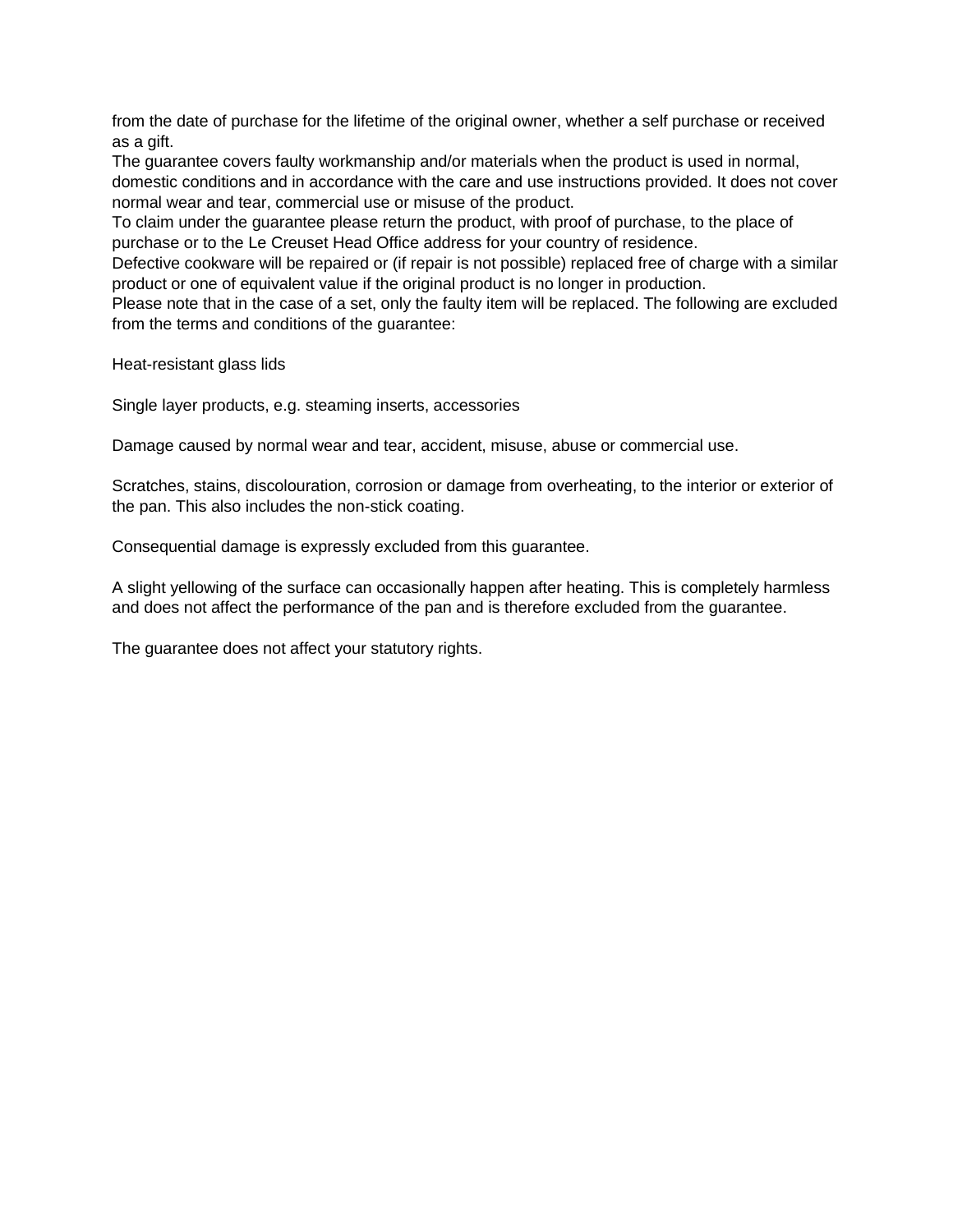from the date of purchase for the lifetime of the original owner, whether a self purchase or received as a gift.

The guarantee covers faulty workmanship and/or materials when the product is used in normal, domestic conditions and in accordance with the care and use instructions provided. It does not cover normal wear and tear, commercial use or misuse of the product.

To claim under the guarantee please return the product, with proof of purchase, to the place of purchase or to the Le Creuset Head Office address for your country of residence.

Defective cookware will be repaired or (if repair is not possible) replaced free of charge with a similar product or one of equivalent value if the original product is no longer in production.

Please note that in the case of a set, only the faulty item will be replaced. The following are excluded from the terms and conditions of the guarantee:

Heat-resistant glass lids

Single layer products, e.g. steaming inserts, accessories

Damage caused by normal wear and tear, accident, misuse, abuse or commercial use.

Scratches, stains, discolouration, corrosion or damage from overheating, to the interior or exterior of the pan. This also includes the non-stick coating.

Consequential damage is expressly excluded from this guarantee.

A slight yellowing of the surface can occasionally happen after heating. This is completely harmless and does not affect the performance of the pan and is therefore excluded from the guarantee.

The guarantee does not affect your statutory rights.